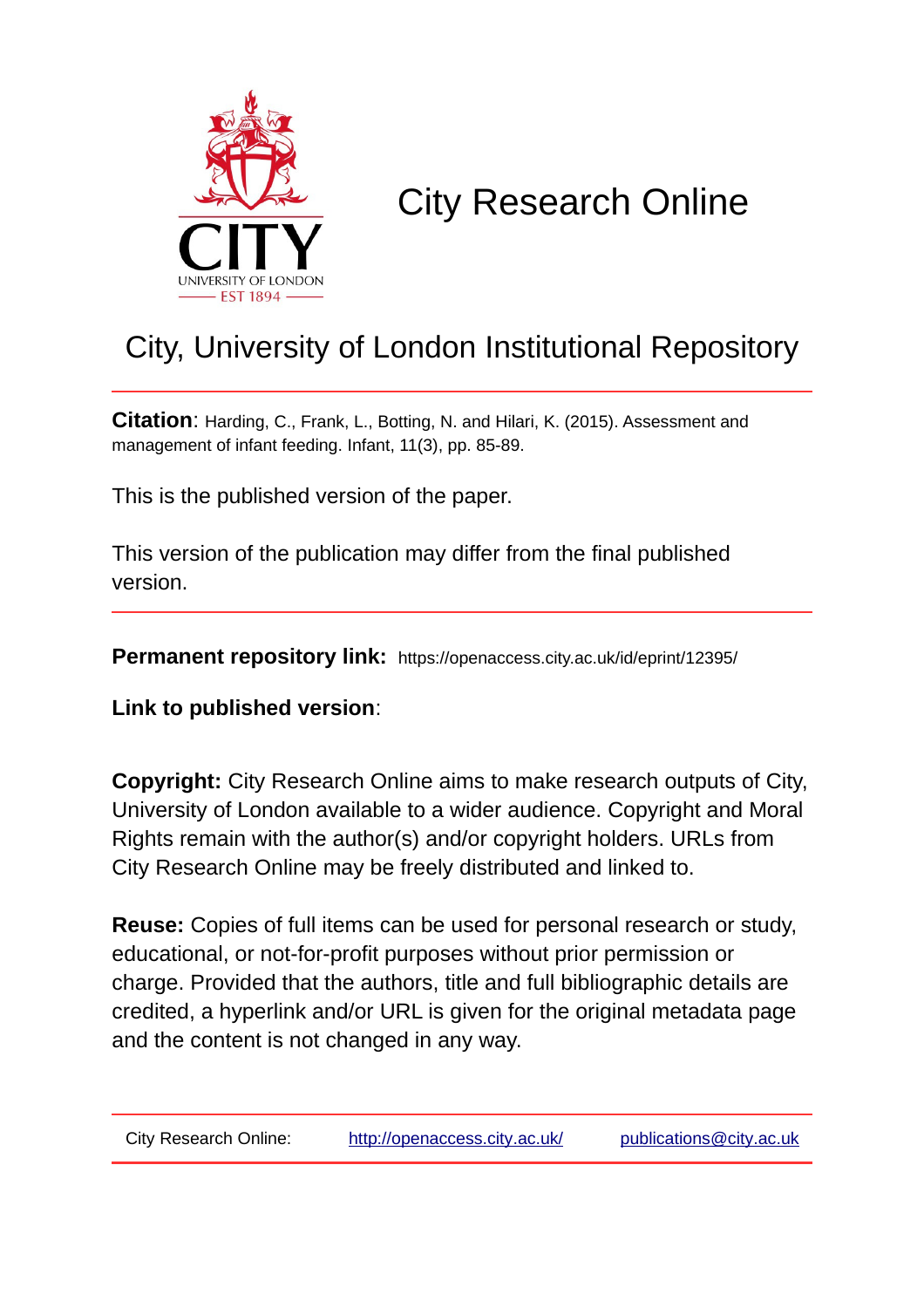# City Research Online

## City, University of London Institutional Repository

**Citation**: Harding, C., Frank, L., Botting, N. and Hilari, K. (2015). Assessment and management of infant feeding. Infant, 11(3), pp. 85-89.

This is the published version of the paper.

This version of the publication may differ from the final published version.

**Permanent repository link:** https://openaccess.city.ac.uk/id/eprint/12395/

**Link to published version**:

**Copyright:** City Research Online aims to make research outputs of City, University of London available to a wider audience. Copyright and Moral Rights remain with the author(s) and/or copyright holders. URLs from City Research Online may be freely distributed and linked to.

**Reuse:** Copies of full items can be used for personal research or study, educational, or not-for-profit purposes without prior permission or charge. Provided that the authors, title and full bibliographic details are credited, a hyperlink and/or URL is given for the original metadata page and the content is not changed in any way.

City Research Online: http://openaccess.city.ac.uk/ publications@city.ac.uk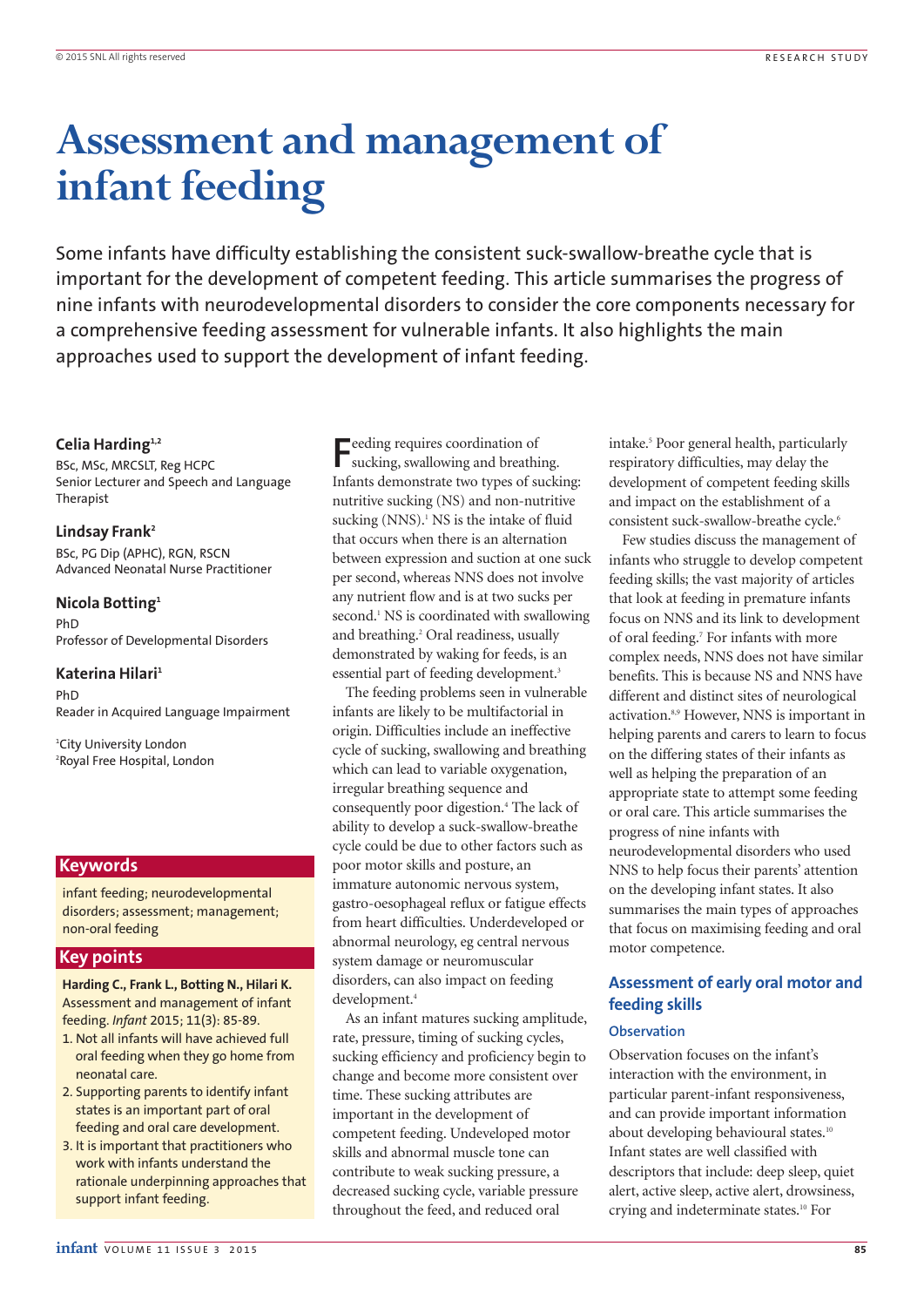# Assessment and management of infant feeding

Some infants have difficulty establishing the consistent suck-swallow-breathe cycle that is important for the development of competent feeding. This article summarises the progress of nine infants with neurodevelopmental disorders to consider the core components necessary for a comprehensive feeding assessment for vulnerable infants. It also highlights the main approaches used to support the development of infant feeding.

**Celia Harding**[1,2]
BSc, MSc, MRCSLT, Reg HCPC
Senior Lecturer and Speech and Language Therapist

**Lindsay Frank**[2]
BSc, PG Dip (APHC), RGN, RSCN
Advanced Neonatal Nurse Practitioner

**Nicola Botting**[1]
PhD
Professor of Developmental Disorders

**Katerina Hilari**[1]
PhD
Reader in Acquired Language Impairment

[1]City University London
[2]Royal Free Hospital, London

## Keywords

infant feeding; neurodevelopmental disorders; assessment; management; non-oral feeding

## Key points

**Harding C., Frank L., Botting N., Hilari K.** Assessment and management of infant feeding. *Infant* 2015; 11(3): 85-89.

1. Not all infants will have achieved full oral feeding when they go home from neonatal care.
2. Supporting parents to identify infant states is an important part of oral feeding and oral care development.
3. It is important that practitioners who work with infants understand the rationale underpinning approaches that support infant feeding.

Feeding requires coordination of sucking, swallowing and breathing. Infants demonstrate two types of sucking: nutritive sucking (NS) and non-nutritive sucking (NNS).[1] NS is the intake of fluid that occurs when there is an alternation between expression and suction at one suck per second, whereas NNS does not involve any nutrient flow and is at two sucks per second.[1] NS is coordinated with swallowing and breathing.[2] Oral readiness, usually demonstrated by waking for feeds, is an essential part of feeding development.[3]

The feeding problems seen in vulnerable infants are likely to be multifactorial in origin. Difficulties include an ineffective cycle of sucking, swallowing and breathing which can lead to variable oxygenation, irregular breathing sequence and consequently poor digestion.[4] The lack of ability to develop a suck-swallow-breathe cycle could be due to other factors such as poor motor skills and posture, an immature autonomic nervous system, gastro-oesophageal reflux or fatigue effects from heart difficulties. Underdeveloped or abnormal neurology, eg central nervous system damage or neuromuscular disorders, can also impact on feeding development.[4]

As an infant matures sucking amplitude, rate, pressure, timing of sucking cycles, sucking efficiency and proficiency begin to change and become more consistent over time. These sucking attributes are important in the development of competent feeding. Undeveloped motor skills and abnormal muscle tone can contribute to weak sucking pressure, a decreased sucking cycle, variable pressure throughout the feed, and reduced oral intake.[5] Poor general health, particularly respiratory difficulties, may delay the development of competent feeding skills and impact on the establishment of a consistent suck-swallow-breathe cycle.[6]

Few studies discuss the management of infants who struggle to develop competent feeding skills; the vast majority of articles that look at feeding in premature infants focus on NNS and its link to development of oral feeding.[7] For infants with more complex needs, NNS does not have similar benefits. This is because NS and NNS have different and distinct sites of neurological activation.[8,9] However, NNS is important in helping parents and carers to learn to focus on the differing states of their infants as well as helping the preparation of an appropriate state to attempt some feeding or oral care. This article summarises the progress of nine infants with neurodevelopmental disorders who used NNS to help focus their parents' attention on the developing infant states. It also summarises the main types of approaches that focus on maximising feeding and oral motor competence.

## Assessment of early oral motor and feeding skills

### Observation

Observation focuses on the infant's interaction with the environment, in particular parent-infant responsiveness, and can provide important information about developing behavioural states.[10] Infant states are well classified with descriptors that include: deep sleep, quiet alert, active sleep, active alert, drowsiness, crying and indeterminate states.[10] For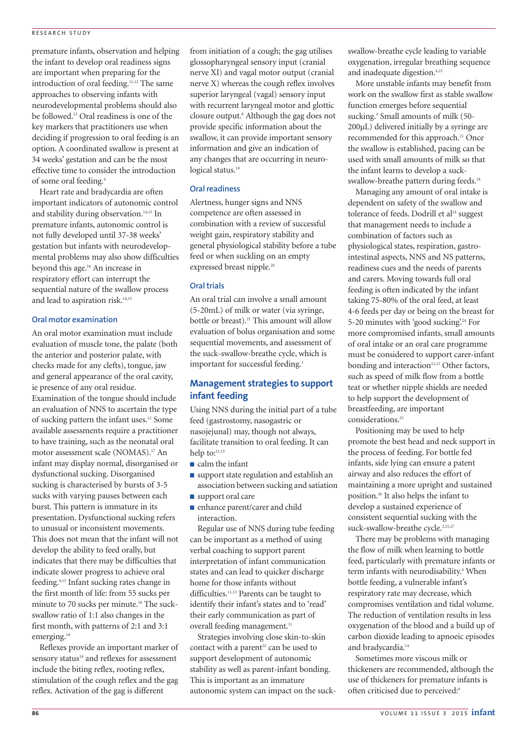premature infants, observation and helping the infant to develop oral readiness signs are important when preparing for the introduction of oral feeding.[11,12] The same approaches to observing infants with neurodevelopmental problems should also be followed.[13] Oral readiness is one of the key markers that practitioners use when deciding if progression to oral feeding is an option. A coordinated swallow is present at 34 weeks' gestation and can be the most effective time to consider the introduction of some oral feeding.[4]

Heart rate and bradycardia are often important indicators of autonomic control and stability during observation.[14,15] In premature infants, autonomic control is not fully developed until 37-38 weeks' gestation but infants with neurodevelopmental problems may also show difficulties beyond this age.[16] An increase in respiratory effort can interrupt the sequential nature of the swallow process and lead to aspiration risk.[14,15]

### Oral motor examination

An oral motor examination must include evaluation of muscle tone, the palate (both the anterior and posterior palate, with checks made for any clefts), tongue, jaw and general appearance of the oral cavity, ie presence of any oral residue. Examination of the tongue should include an evaluation of NNS to ascertain the type of sucking pattern the infant uses.[12] Some available assessments require a practitioner to have training, such as the neonatal oral motor assessment scale (NOMAS).[17] An infant may display normal, disorganised or dysfunctional sucking. Disorganised sucking is characterised by bursts of 3-5 sucks with varying pauses between each burst. This pattern is immature in its presentation. Dysfunctional sucking refers to unusual or inconsistent movements. This does not mean that the infant will not develop the ability to feed orally, but indicates that there may be difficulties that indicate slower progress to achieve oral feeding.[4,13] Infant sucking rates change in the first month of life: from 55 sucks per minute to 70 sucks per minute.[18] The suck-swallow ratio of 1:1 also changes in the first month, with patterns of 2:1 and 3:1 emerging.[18]

Reflexes provide an important marker of sensory status[19] and reflexes for assessment include the biting reflex, rooting reflex, stimulation of the cough reflex and the gag reflex. Activation of the gag is different from initiation of a cough; the gag utilises glossopharyngeal sensory input (cranial nerve XI) and vagal motor output (cranial nerve X) whereas the cough reflex involves superior laryngeal (vagal) sensory input with recurrent laryngeal motor and glottic closure output.[8] Although the gag does not provide specific information about the swallow, it can provide important sensory information and give an indication of any changes that are occurring in neurological status.[19]

### Oral readiness

Alertness, hunger signs and NNS competence are often assessed in combination with a review of successful weight gain, respiratory stability and general physiological stability before a tube feed or when suckling on an empty expressed breast nipple.[20]

### Oral trials

An oral trial can involve a small amount (5-20mL) of milk or water (via syringe, bottle or breast).[21] This amount will allow evaluation of bolus organisation and some sequential movements, and assessment of the suck-swallow-breathe cycle, which is important for successful feeding.[1]

## Management strategies to support infant feeding

Using NNS during the initial part of a tube feed (gastrostomy, nasogastric or nasojejunal) may, though not always, facilitate transition to oral feeding. It can help to:[11,15]

- calm the infant
- support state regulation and establish an association between sucking and satiation
- support oral care
- enhance parent/carer and child interaction.

Regular use of NNS during tube feeding can be important as a method of using verbal coaching to support parent interpretation of infant communication states and can lead to quicker discharge home for those infants without difficulties.[11,13] Parents can be taught to identify their infant's states and to 'read' their early communication as part of overall feeding management.[11]

Strategies involving close skin-to-skin contact with a parent[22] can be used to support development of autonomic stability as well as parent-infant bonding. This is important as an immature autonomic system can impact on the suck-swallow-breathe cycle leading to variable oxygenation, irregular breathing sequence and inadequate digestion.[4,23]

More unstable infants may benefit from work on the swallow first as stable swallow function emerges before sequential sucking.[4] Small amounts of milk (50-200μL) delivered initially by a syringe are recommended for this approach.[21] Once the swallow is established, pacing can be used with small amounts of milk so that the infant learns to develop a suck-swallow-breathe pattern during feeds.[18]

Managing any amount of oral intake is dependent on safety of the swallow and tolerance of feeds. Dodrill et al[24] suggest that management needs to include a combination of factors such as physiological states, respiration, gastro-intestinal aspects, NNS and NS patterns, readiness cues and the needs of parents and carers. Moving towards full oral feeding is often indicated by the infant taking 75-80% of the oral feed, at least 4-6 feeds per day or being on the breast for 5-20 minutes with 'good sucking'.[24] For more compromised infants, small amounts of oral intake or an oral care programme must be considered to support carer-infant bonding and interaction[12,13] Other factors, such as speed of milk flow from a bottle teat or whether nipple shields are needed to help support the development of breastfeeding, are important considerations.[25]

Positioning may be used to help promote the best head and neck support in the process of feeding. For bottle fed infants, side lying can ensure a patent airway and also reduces the effort of maintaining a more upright and sustained position.[26] It also helps the infant to develop a sustained experience of consistent sequential sucking with the suck-swallow-breathe cycle.[2,15,27]

There may be problems with managing the flow of milk when learning to bottle feed, particularly with premature infants or term infants with neurodisability.[4] When bottle feeding, a vulnerable infant's respiratory rate may decrease, which compromises ventilation and tidal volume. The reduction of ventilation results in less oxygenation of the blood and a build up of carbon dioxide leading to apnoeic episodes and bradycardia.[14]

Sometimes more viscous milk or thickeners are recommended, although the use of thickeners for premature infants is often criticised due to perceived:[9]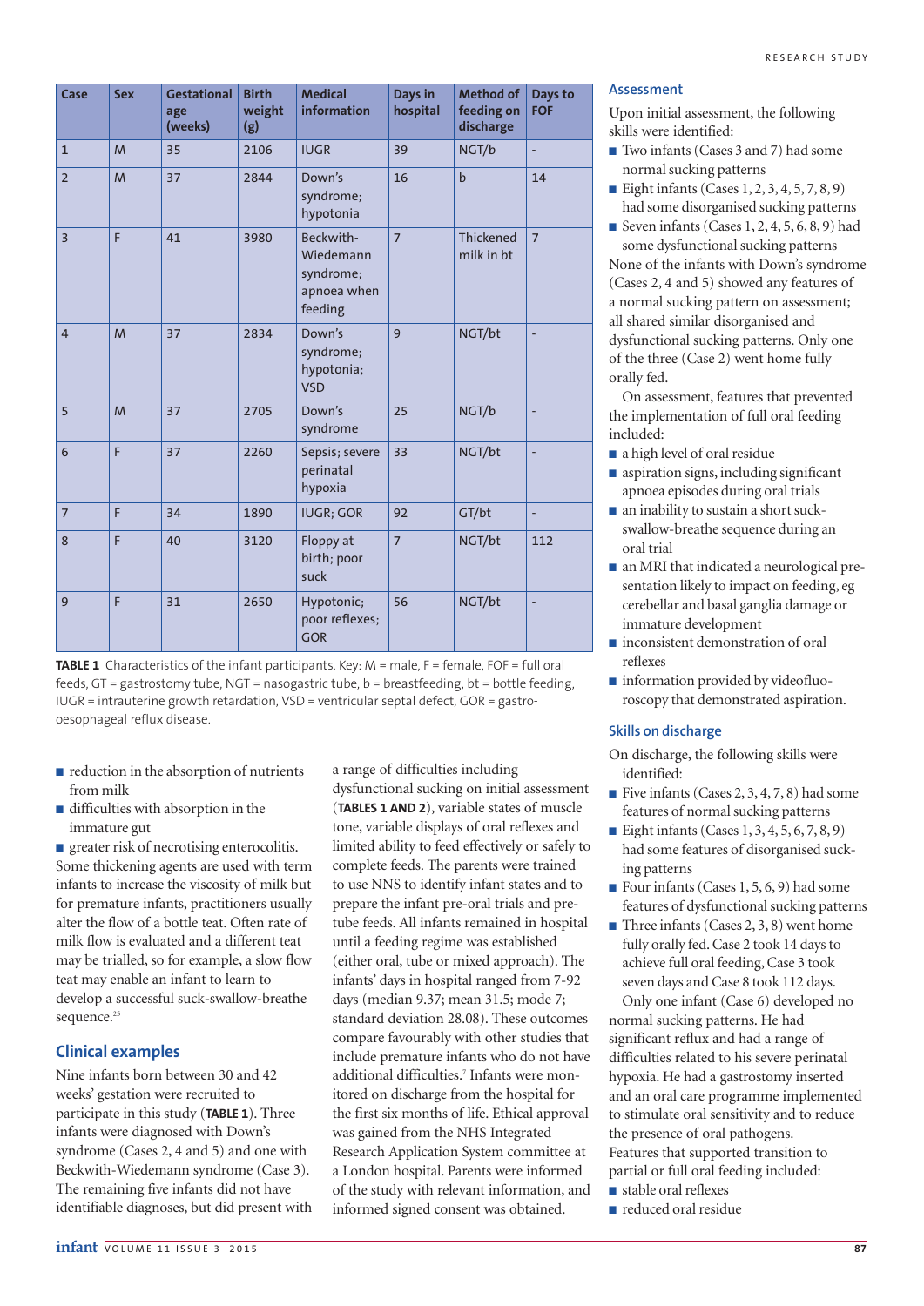| Case | Sex | Gestational age (weeks) | Birth weight (g) | Medical information | Days in hospital | Method of feeding on discharge | Days to FOF |
|---|---|---|---|---|---|---|---|
| 1 | M | 35 | 2106 | IUGR | 39 | NGT/b | - |
| 2 | M | 37 | 2844 | Down's syndrome; hypotonia | 16 | b | 14 |
| 3 | F | 41 | 3980 | Beckwith-Wiedemann syndrome; apnoea when feeding | 7 | Thickened milk in bt | 7 |
| 4 | M | 37 | 2834 | Down's syndrome; hypotonia; VSD | 9 | NGT/bt | - |
| 5 | M | 37 | 2705 | Down's syndrome | 25 | NGT/b | - |
| 6 | F | 37 | 2260 | Sepsis; severe perinatal hypoxia | 33 | NGT/bt | - |
| 7 | F | 34 | 1890 | IUGR; GOR | 92 | GT/bt | - |
| 8 | F | 40 | 3120 | Floppy at birth; poor suck | 7 | NGT/bt | 112 |
| 9 | F | 31 | 2650 | Hypotonic; poor reflexes; GOR | 56 | NGT/bt | - |

**TABLE 1** Characteristics of the infant participants. Key: M = male, F = female, FOF = full oral feeds, GT = gastrostomy tube, NGT = nasogastric tube, b = breastfeeding, bt = bottle feeding, IUGR = intrauterine growth retardation, VSD = ventricular septal defect, GOR = gastro-oesophageal reflux disease.

- reduction in the absorption of nutrients from milk
- difficulties with absorption in the immature gut
- greater risk of necrotising enterocolitis.

Some thickening agents are used with term infants to increase the viscosity of milk but for premature infants, practitioners usually alter the flow of a bottle teat. Often rate of milk flow is evaluated and a different teat may be trialled, so for example, a slow flow teat may enable an infant to learn to develop a successful suck-swallow-breathe sequence.[25]

## Clinical examples

Nine infants born between 30 and 42 weeks' gestation were recruited to participate in this study (**TABLE 1**). Three infants were diagnosed with Down's syndrome (Cases 2, 4 and 5) and one with Beckwith-Wiedemann syndrome (Case 3). The remaining five infants did not have identifiable diagnoses, but did present with a range of difficulties including dysfunctional sucking on initial assessment (**TABLES 1 AND 2**), variable states of muscle tone, variable displays of oral reflexes and limited ability to feed effectively or safely to complete feeds. The parents were trained to use NNS to identify infant states and to prepare the infant pre-oral trials and pre-tube feeds. All infants remained in hospital until a feeding regime was established (either oral, tube or mixed approach). The infants' days in hospital ranged from 7-92 days (median 9.37; mean 31.5; mode 7; standard deviation 28.08). These outcomes compare favourably with other studies that include premature infants who do not have additional difficulties.[7] Infants were monitored on discharge from the hospital for the first six months of life. Ethical approval was gained from the NHS Integrated Research Application System committee at a London hospital. Parents were informed of the study with relevant information, and informed signed consent was obtained.

## Assessment

Upon initial assessment, the following skills were identified:

- Two infants (Cases 3 and 7) had some normal sucking patterns
- Eight infants (Cases 1, 2, 3, 4, 5, 7, 8, 9) had some disorganised sucking patterns
- Seven infants (Cases 1, 2, 4, 5, 6, 8, 9) had some dysfunctional sucking patterns

None of the infants with Down's syndrome (Cases 2, 4 and 5) showed any features of a normal sucking pattern on assessment; all shared similar disorganised and dysfunctional sucking patterns. Only one of the three (Case 2) went home fully orally fed.

On assessment, features that prevented the implementation of full oral feeding included:

- a high level of oral residue
- aspiration signs, including significant apnoea episodes during oral trials
- an inability to sustain a short suck-swallow-breathe sequence during an oral trial
- an MRI that indicated a neurological presentation likely to impact on feeding, eg cerebellar and basal ganglia damage or immature development
- inconsistent demonstration of oral reflexes
- information provided by videofluoroscopy that demonstrated aspiration.

## Skills on discharge

On discharge, the following skills were identified:

- Five infants (Cases 2, 3, 4, 7, 8) had some features of normal sucking patterns
- Eight infants (Cases 1, 3, 4, 5, 6, 7, 8, 9) had some features of disorganised sucking patterns
- Four infants (Cases 1, 5, 6, 9) had some features of dysfunctional sucking patterns
- Three infants (Cases 2, 3, 8) went home fully orally fed. Case 2 took 14 days to achieve full oral feeding, Case 3 took seven days and Case 8 took 112 days.

Only one infant (Case 6) developed no normal sucking patterns. He had significant reflux and had a range of difficulties related to his severe perinatal hypoxia. He had a gastrostomy inserted and an oral care programme implemented to stimulate oral sensitivity and to reduce the presence of oral pathogens.

Features that supported transition to partial or full oral feeding included:

- stable oral reflexes
- reduced oral residue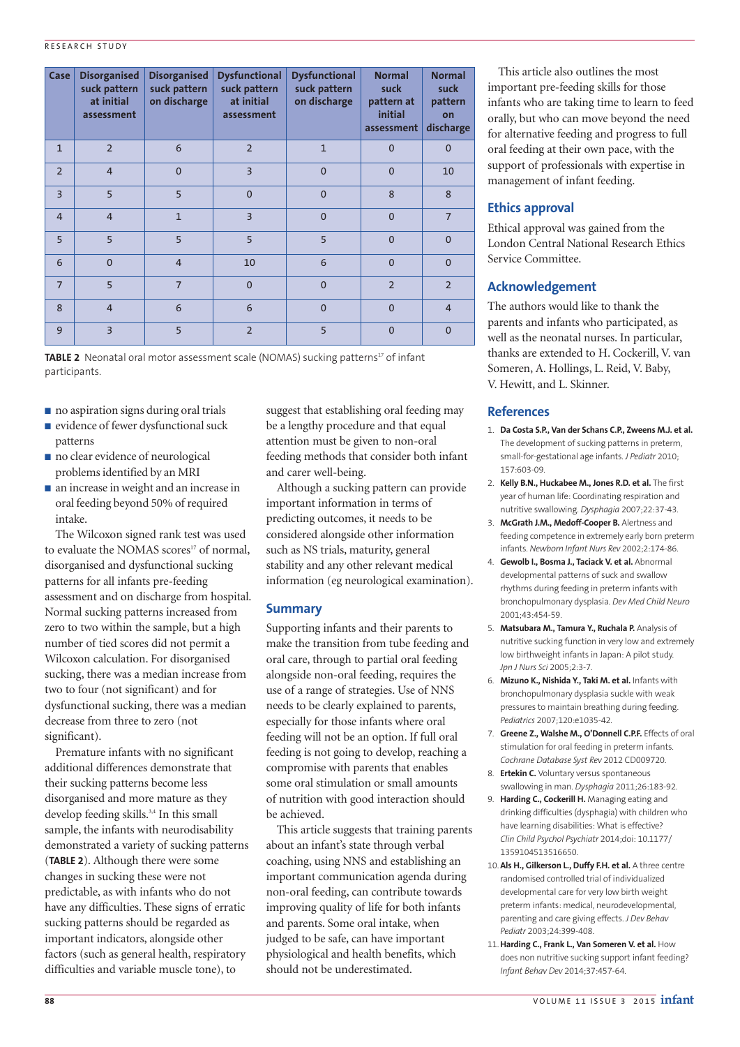| Case | Disorganised suck pattern at initial assessment | Disorganised suck pattern on discharge | Dysfunctional suck pattern at initial assessment | Dysfunctional suck pattern on discharge | Normal suck pattern at initial assessment | Normal suck pattern on discharge |
|---|---|---|---|---|---|---|
| 1 | 2 | 6 | 2 | 1 | 0 | 0 |
| 2 | 4 | 0 | 3 | 0 | 0 | 10 |
| 3 | 5 | 5 | 0 | 0 | 8 | 8 |
| 4 | 4 | 1 | 3 | 0 | 0 | 7 |
| 5 | 5 | 5 | 5 | 5 | 0 | 0 |
| 6 | 0 | 4 | 10 | 6 | 0 | 0 |
| 7 | 5 | 7 | 0 | 0 | 2 | 2 |
| 8 | 4 | 6 | 6 | 0 | 0 | 4 |
| 9 | 3 | 5 | 2 | 5 | 0 | 0 |

**TABLE 2** Neonatal oral motor assessment scale (NOMAS) sucking patterns[17] of infant participants.

- no aspiration signs during oral trials
- evidence of fewer dysfunctional suck patterns
- no clear evidence of neurological problems identified by an MRI
- an increase in weight and an increase in oral feeding beyond 50% of required intake.

The Wilcoxon signed rank test was used to evaluate the NOMAS scores[17] of normal, disorganised and dysfunctional sucking patterns for all infants pre-feeding assessment and on discharge from hospital. Normal sucking patterns increased from zero to two within the sample, but a high number of tied scores did not permit a Wilcoxon calculation. For disorganised sucking, there was a median increase from two to four (not significant) and for dysfunctional sucking, there was a median decrease from three to zero (not significant).

Premature infants with no significant additional differences demonstrate that their sucking patterns become less disorganised and more mature as they develop feeding skills.[3,4] In this small sample, the infants with neurodisability demonstrated a variety of sucking patterns (**TABLE 2**). Although there were some changes in sucking these were not predictable, as with infants who do not have any difficulties. These signs of erratic sucking patterns should be regarded as important indicators, alongside other factors (such as general health, respiratory difficulties and variable muscle tone), to suggest that establishing oral feeding may be a lengthy procedure and that equal attention must be given to non-oral feeding methods that consider both infant and carer well-being.

Although a sucking pattern can provide important information in terms of predicting outcomes, it needs to be considered alongside other information such as NS trials, maturity, general health and stability and any other relevant medical information (eg neurological examination).

## Summary

Supporting infants and their parents to make the transition from tube feeding and oral care, through to partial oral feeding alongside non-oral feeding, requires the use of a range of strategies. Use of NNS needs to be clearly explained to parents, especially for those infants where oral feeding will not be an option. If full oral feeding is not going to develop, reaching a compromise with parents that enables some oral stimulation or small amounts of nutrition with good interaction should be achieved.

This article suggests that training parents about an infant's state through verbal coaching, using NNS and establishing an important communication agenda during non-oral feeding, can contribute towards improving quality of life for both infants and parents. Some oral intake, when judged to be safe, can have important physiological and health benefits, which should not be underestimated.

This article also outlines the most important pre-feeding skills for those infants who are taking time to learn to feed orally, but who can move beyond the need for alternative feeding and progress to full oral feeding at their own pace, with the support of professionals with expertise in management of infant feeding.

## Ethics approval

Ethical approval was gained from the London Central National Research Ethics Service Committee.

## Acknowledgement

The authors would like to thank the parents and infants who participated, as well as the neonatal nurses. In particular, thanks are extended to H. Cockerill, V. van Someren, A. Hollings, L. Reid, V. Baby, V. Hewitt, and L. Skinner.

## References

1. **Da Costa S.P., Van der Schans C.P., Zweens M.J. et al.** The development of sucking patterns in preterm, small-for-gestational age infants. *J Pediatr* 2010; 157:603-09.
2. **Kelly B.N., Huckabee M., Jones R.D. et al.** The first year of human life: Coordinating respiration and nutritive swallowing. *Dysphagia* 2007;22:37-43.
3. **McGrath J.M., Medoff-Cooper B.** Alertness and feeding competence in extremely early born preterm infants. *Newborn Infant Nurs Rev* 2002;2:174-86.
4. **Gewolb I., Bosma J., Taciack V. et al.** Abnormal developmental patterns of suck and swallow rhythms during feeding in preterm infants with bronchopulmonary dysplasia. *Dev Med Child Neuro* 2001;43:454-59.
5. **Matsubara M., Tamura Y., Ruchala P.** Analysis of nutritive sucking function in very low and extremely low birthweight infants in Japan: A pilot study. *Jpn J Nurs Sci* 2005;2:3-7.
6. **Mizuno K., Nishida Y., Taki M. et al.** Infants with bronchopulmonary dysplasia suckle with weak pressures to maintain breathing during feeding. *Pediatrics* 2007;120:e1035-42.
7. **Greene Z., Walshe M., O'Donnell C.P.F.** Effects of oral stimulation for oral feeding in preterm infants. *Cochrane Database Syst Rev* 2012 CD009720.
8. **Ertekin C.** Voluntary versus spontaneous swallowing in man. *Dysphagia* 2011;26:183-92.
9. **Harding C., Cockerill H.** Managing eating and drinking difficulties (dysphagia) with children who have learning disabilities: What is effective? *Clin Child Psychol Psychiatr* 2014;doi: 10.1177/1359104513516650.
10. **Als H., Gilkerson L., Duffy F.H. et al.** A three centre randomised controlled trial of individualized developmental care for very low birth weight preterm infants: medical, neurodevelopmental, parenting and care giving effects. *J Dev Behav Pediatr* 2003;24:399-408.
11. **Harding C., Frank L., Van Someren V. et al.** How does non nutritive sucking support infant feeding? *Infant Behav Dev* 2014;37:457-64.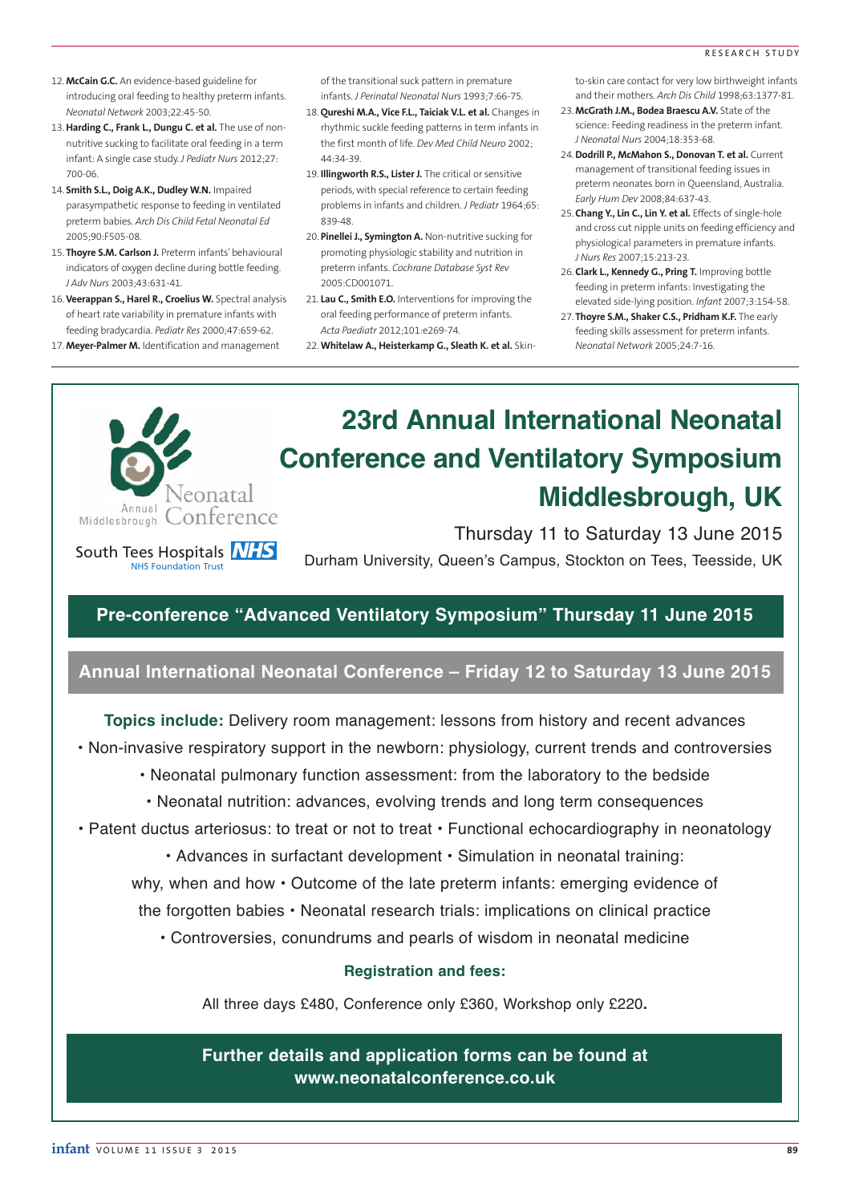12. **McCain G.C.** An evidence-based guideline for introducing oral feeding to healthy preterm infants. *Neonatal Network* 2003;22:45-50.
13. **Harding C., Frank L., Dungu C. et al.** The use of non-nutritive sucking to facilitate oral feeding in a term infant: A single case study. *J Pediatr Nurs* 2012;27: 700-06.
14. **Smith S.L., Doig A.K., Dudley W.N.** Impaired parasympathetic response to feeding in ventilated preterm babies. *Arch Dis Child Fetal Neonatal Ed* 2005;90:F505-08.
15. **Thoyre S.M. Carlson J.** Preterm infants' behavioural indicators of oxygen decline during bottle feeding. *J Adv Nurs* 2003;43:631-41.
16. **Veerappan S., Harel R., Croelius W.** Spectral analysis of heart rate variability in premature infants with feeding bradycardia. *Pediatr Res* 2000;47:659-62.
17. **Meyer-Palmer M.** Identification and management of the transitional suck pattern in premature infants. *J Perinatal Neonatal Nurs* 1993;7:66-75.
18. **Qureshi M.A., Vice F.L., Taiciak V.L. et al.** Changes in rhythmic suckle feeding patterns in term infants in the first month of life. *Dev Med Child Neuro* 2002; 44:34-39.
19. **Illingworth R.S., Lister J.** The critical or sensitive periods, with special reference to certain feeding problems in infants and children. *J Pediatr* 1964;65: 839-48.
20. **Pinelli J., Symington A.** Non-nutritive sucking for promoting physiologic stability and nutrition in preterm infants. *Cochrane Database Syst Rev* 2005:CD001071.
21. **Lau C., Smith E.O.** Interventions for improving the oral feeding performance of preterm infants. *Acta Paediatr* 2012;101:e269-74.
22. **Whitelaw A., Heisterkamp G., Sleath K. et al.** Skin-to-skin care contact for very low birthweight infants and their mothers. *Arch Dis Child* 1998;63:1377-81.
23. **McGrath J.M., Bodea Braescu A.V.** State of the science: Feeding readiness in the preterm infant. *J Neonatal Nurs* 2004;18:353-68.
24. **Dodrill P., McMahon S., Donovan T. et al.** Current management of transitional feeding issues in preterm neonates born in Queensland, Australia. *Early Hum Dev* 2008;84:637-43.
25. **Chang Y., Lin C., Lin Y. et al.** Effects of single-hole and cross cut nipple units on feeding efficiency and physiological parameters in premature infants. *J Nurs Res* 2007;15:213-23.
26. **Clark L., Kennedy G., Pring T.** Improving bottle feeding in preterm infants: Investigating the elevated side-lying position. *Infant* 2007;3:154-58.
27. **Thoyre S.M., Shaker C.S., Pridham K.F.** The early feeding skills assessment for preterm infants. *Neonatal Network* 2005;24:7-16.

---

Annual Middlesbrough Neonatal Conference

South Tees Hospitals NHS Foundation Trust

# 23rd Annual International Neonatal Conference and Ventilatory Symposium Middlesbrough, UK

Thursday 11 to Saturday 13 June 2015

Durham University, Queen's Campus, Stockton on Tees, Teesside, UK

## Pre-conference "Advanced Ventilatory Symposium" Thursday 11 June 2015

## Annual International Neonatal Conference – Friday 12 to Saturday 13 June 2015

**Topics include:** Delivery room management: lessons from history and recent advances • Non-invasive respiratory support in the newborn: physiology, current trends and controversies • Neonatal pulmonary function assessment: from the laboratory to the bedside • Neonatal nutrition: advances, evolving trends and long term consequences • Patent ductus arteriosus: to treat or not to treat • Functional echocardiography in neonatology • Advances in surfactant development • Simulation in neonatal training: why, when and how • Outcome of the late preterm infants: emerging evidence of the forgotten babies • Neonatal research trials: implications on clinical practice • Controversies, conundrums and pearls of wisdom in neonatal medicine

**Registration and fees:**

All three days £480, Conference only £360, Workshop only £220.

**Further details and application forms can be found at www.neonatalconference.co.uk**